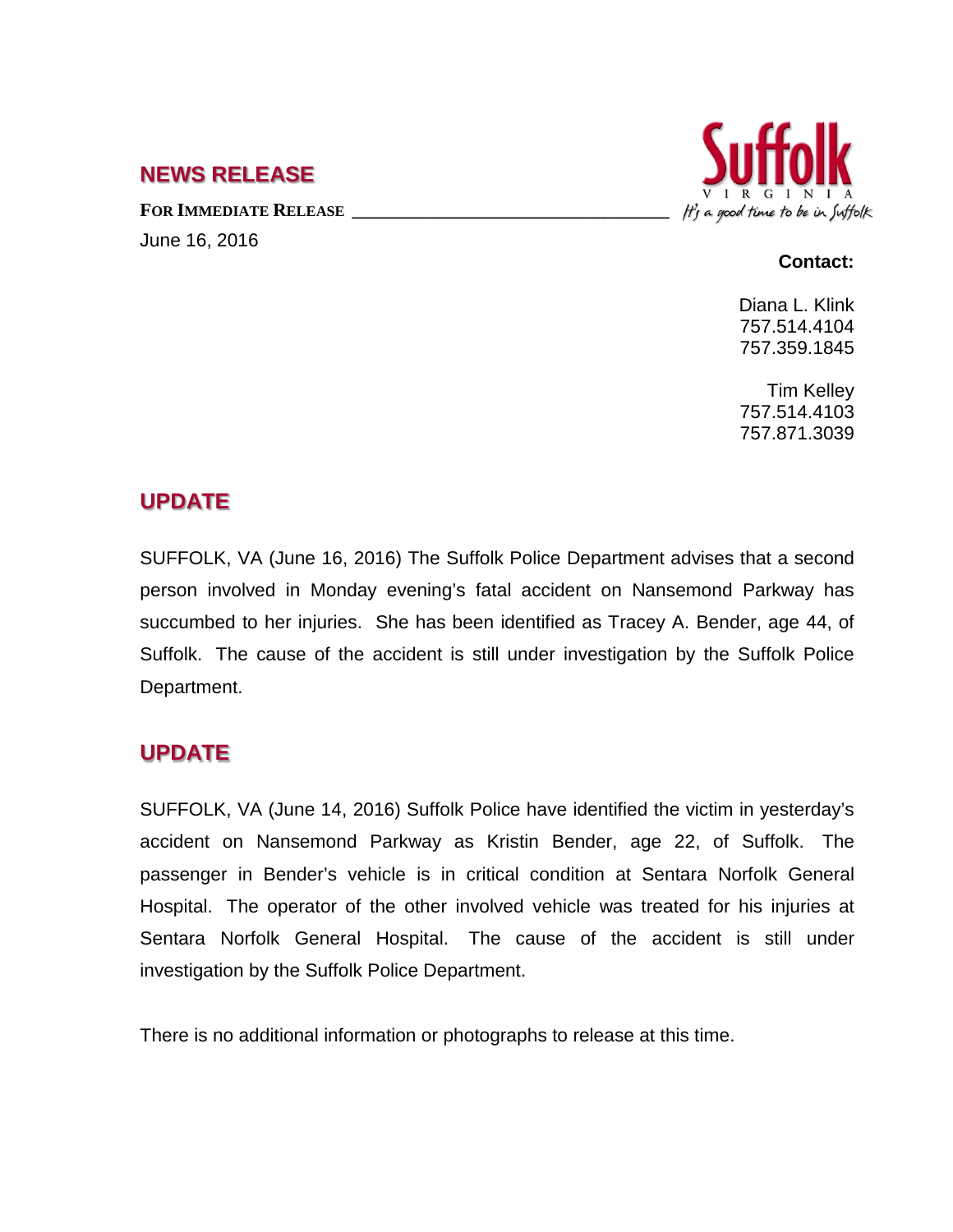## NEWS RELEASE

**FOR IMMEDIATE RELEASE**

June 16, 2016

Suffolk
VIRGINIA
*It's a good time to be in Suffolk*

**Contact:**

Diana L. Klink
757.514.4104
757.359.1845

Tim Kelley
757.514.4103
757.871.3039

## UPDATE

SUFFOLK, VA (June 16, 2016) The Suffolk Police Department advises that a second person involved in Monday evening's fatal accident on Nansemond Parkway has succumbed to her injuries. She has been identified as Tracey A. Bender, age 44, of Suffolk. The cause of the accident is still under investigation by the Suffolk Police Department.

## UPDATE

SUFFOLK, VA (June 14, 2016) Suffolk Police have identified the victim in yesterday's accident on Nansemond Parkway as Kristin Bender, age 22, of Suffolk. The passenger in Bender's vehicle is in critical condition at Sentara Norfolk General Hospital. The operator of the other involved vehicle was treated for his injuries at Sentara Norfolk General Hospital. The cause of the accident is still under investigation by the Suffolk Police Department.

There is no additional information or photographs to release at this time.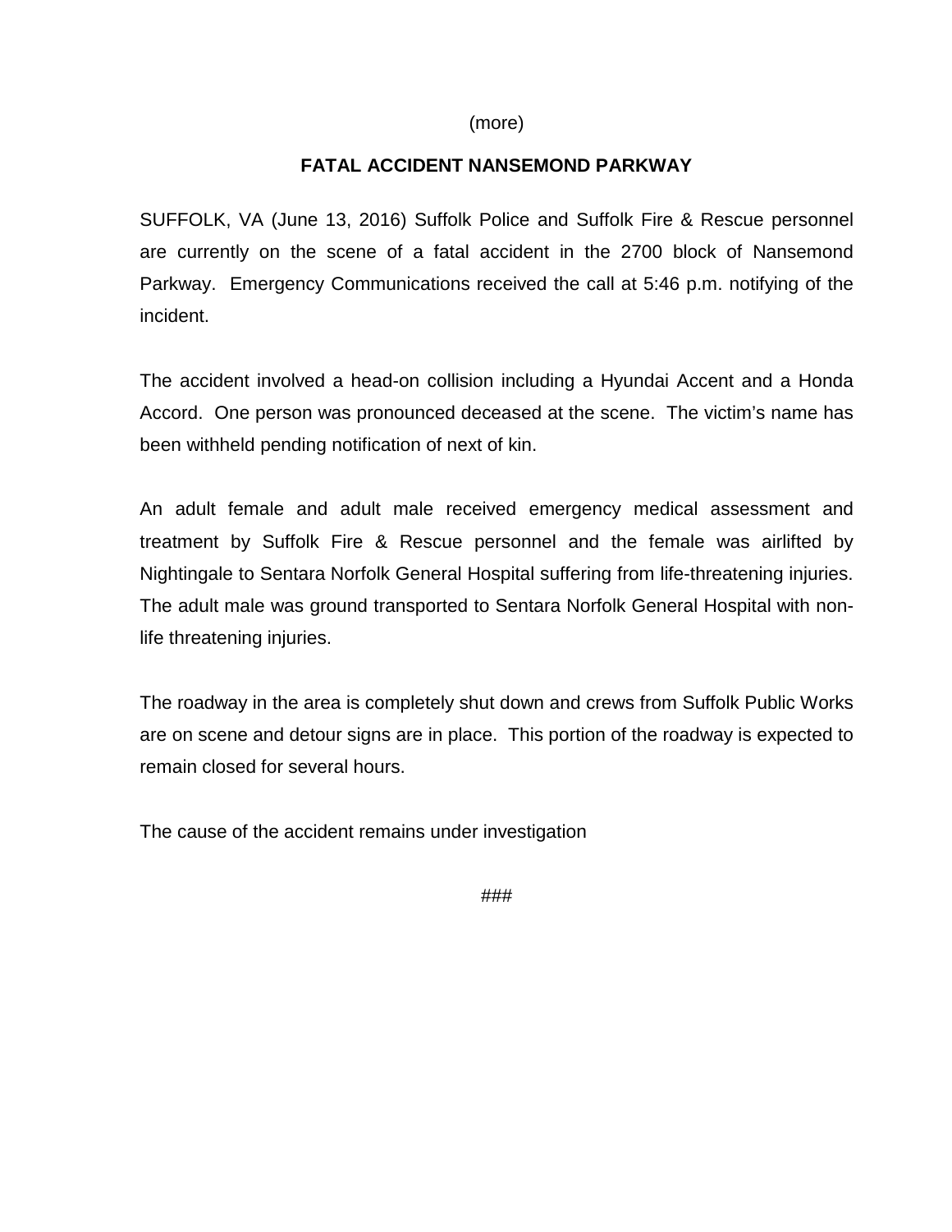(more)

**FATAL ACCIDENT NANSEMOND PARKWAY**

SUFFOLK, VA (June 13, 2016) Suffolk Police and Suffolk Fire & Rescue personnel are currently on the scene of a fatal accident in the 2700 block of Nansemond Parkway. Emergency Communications received the call at 5:46 p.m. notifying of the incident.

The accident involved a head-on collision including a Hyundai Accent and a Honda Accord. One person was pronounced deceased at the scene. The victim's name has been withheld pending notification of next of kin.

An adult female and adult male received emergency medical assessment and treatment by Suffolk Fire & Rescue personnel and the female was airlifted by Nightingale to Sentara Norfolk General Hospital suffering from life-threatening injuries. The adult male was ground transported to Sentara Norfolk General Hospital with non-life threatening injuries.

The roadway in the area is completely shut down and crews from Suffolk Public Works are on scene and detour signs are in place. This portion of the roadway is expected to remain closed for several hours.

The cause of the accident remains under investigation

###